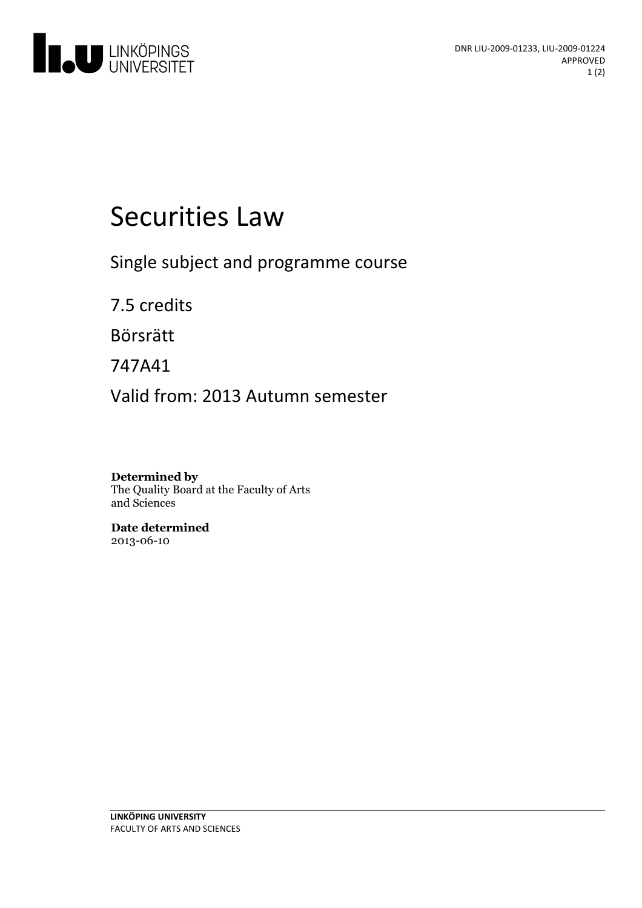DNR LIU-2009-01233, LIU-2009-01224
APPROVED

# Securities Law

Single subject and programme course

7.5 credits

Börsrätt

747A41

Valid from: 2013 Autumn semester

**Determined by**
The Quality Board at the Faculty of Arts and Sciences

**Date determined**
2013-06-10

**LINKÖPING UNIVERSITY**
FACULTY OF ARTS AND SCIENCES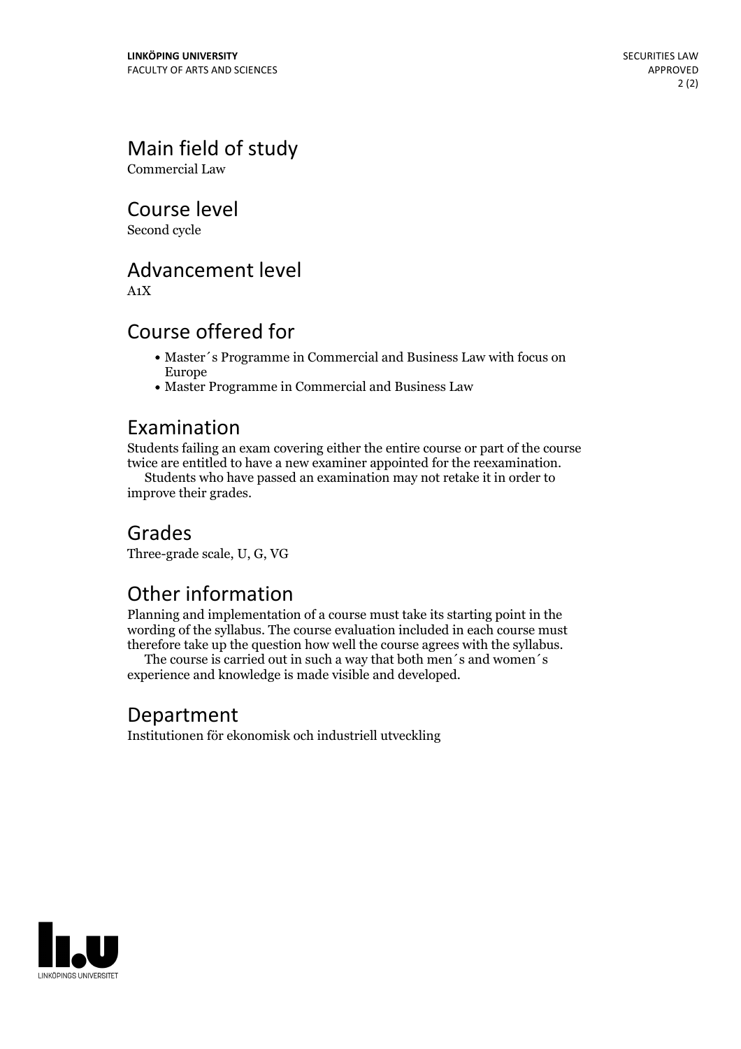## Main field of study

Commercial Law

## Course level

Second cycle

## Advancement level

A1X

## Course offered for

- Master´s Programme in Commercial and Business Law with focus on Europe
- Master Programme in Commercial and Business Law

## Examination

Students failing an exam covering either the entire course or part of the course twice are entitled to have a new examiner appointed for the reexamination.
Students who have passed an examination may not retake it in order to improve their grades.

## Grades

Three-grade scale, U, G, VG

## Other information

Planning and implementation of a course must take its starting point in the wording of the syllabus. The course evaluation included in each course must therefore take up the question how well the course agrees with the syllabus.
The course is carried out in such a way that both men´s and women´s experience and knowledge is made visible and developed.

## Department

Institutionen för ekonomisk och industriell utveckling